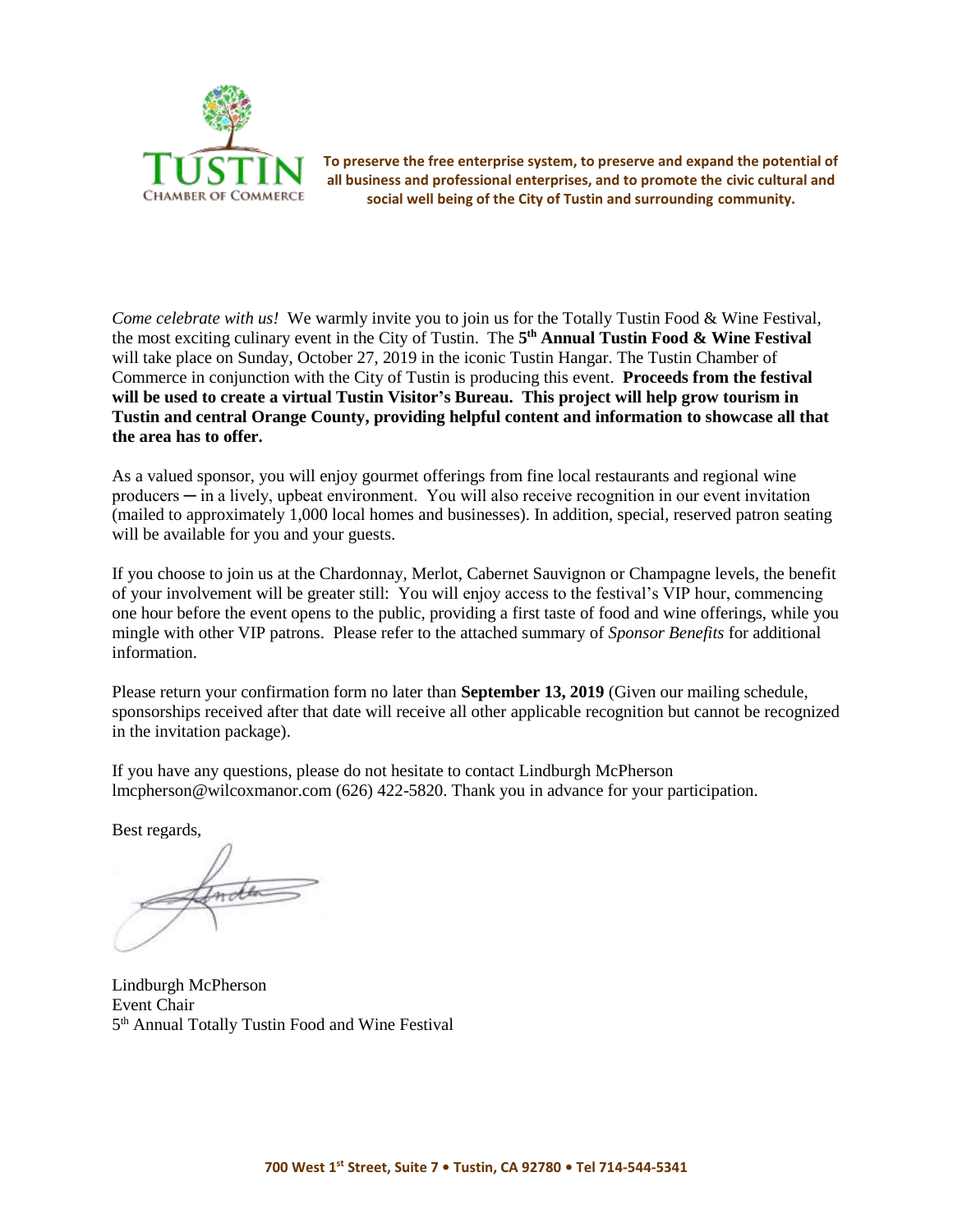**TUSTIN CHAMBER OF COMMERCE**

**To preserve the free enterprise system, to preserve and expand the potential of all business and professional enterprises, and to promote the civic cultural and social well being of the City of Tustin and surrounding community.**

*Come celebrate with us!* We warmly invite you to join us for the Totally Tustin Food & Wine Festival, the most exciting culinary event in the City of Tustin. The **5th Annual Tustin Food & Wine Festival** will take place on Sunday, October 27, 2019 in the iconic Tustin Hangar. The Tustin Chamber of Commerce in conjunction with the City of Tustin is producing this event. **Proceeds from the festival will be used to create a virtual Tustin Visitor's Bureau. This project will help grow tourism in Tustin and central Orange County, providing helpful content and information to showcase all that the area has to offer.**

As a valued sponsor, you will enjoy gourmet offerings from fine local restaurants and regional wine producers ─ in a lively, upbeat environment. You will also receive recognition in our event invitation (mailed to approximately 1,000 local homes and businesses). In addition, special, reserved patron seating will be available for you and your guests.

If you choose to join us at the Chardonnay, Merlot, Cabernet Sauvignon or Champagne levels, the benefit of your involvement will be greater still: You will enjoy access to the festival's VIP hour, commencing one hour before the event opens to the public, providing a first taste of food and wine offerings, while you mingle with other VIP patrons. Please refer to the attached summary of *Sponsor Benefits* for additional information.

Please return your confirmation form no later than **September 13, 2019** (Given our mailing schedule, sponsorships received after that date will receive all other applicable recognition but cannot be recognized in the invitation package).

If you have any questions, please do not hesitate to contact Lindburgh McPherson lmcpherson@wilcoxmanor.com (626) 422-5820. Thank you in advance for your participation.

Best regards,

Lindburgh McPherson
Event Chair
5th Annual Totally Tustin Food and Wine Festival

**700 West 1st Street, Suite 7 • Tustin, CA 92780 • Tel 714-544-5341**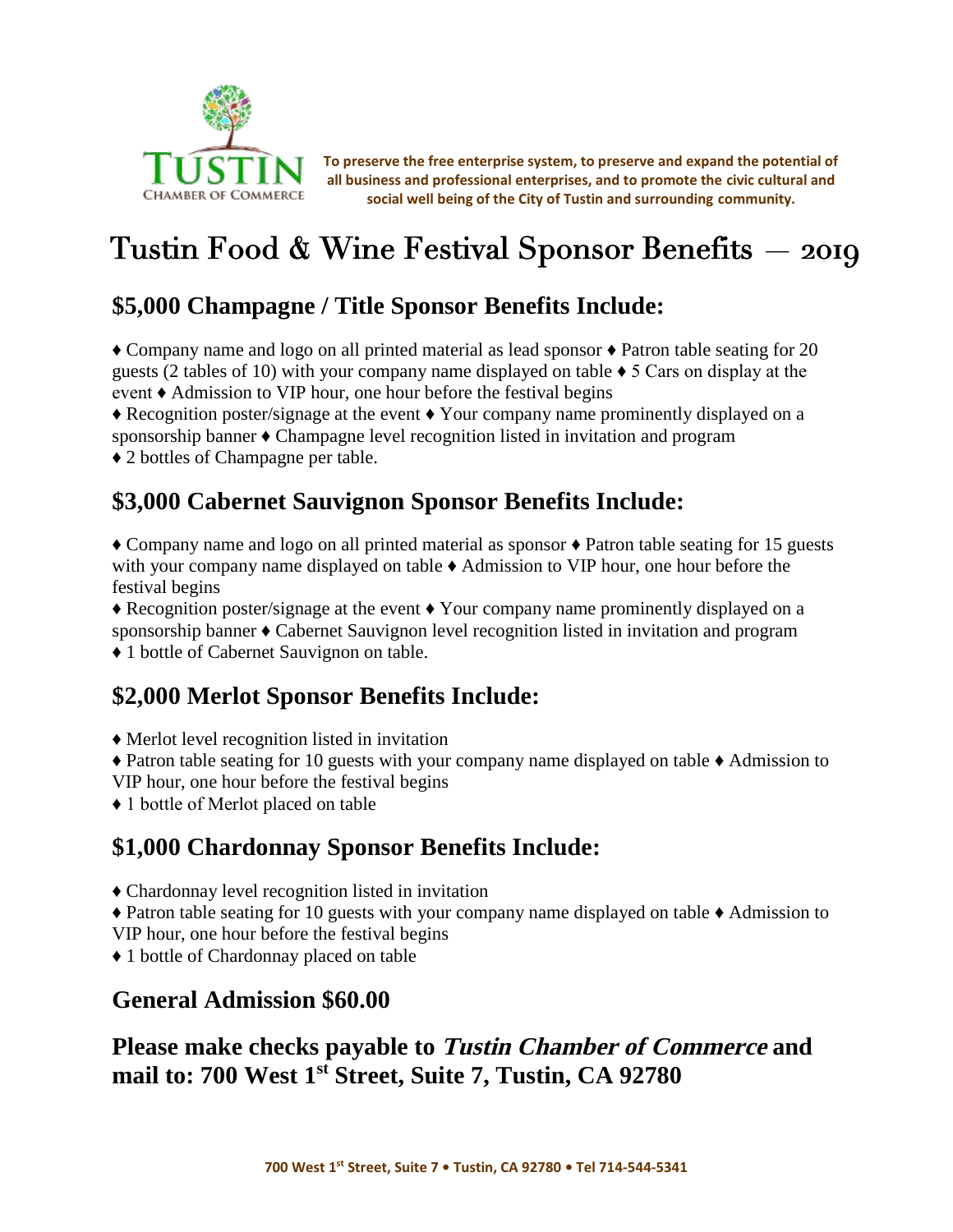TUSTIN CHAMBER OF COMMERCE

**To preserve the free enterprise system, to preserve and expand the potential of all business and professional enterprises, and to promote the civic cultural and social well being of the City of Tustin and surrounding community.**

# Tustin Food & Wine Festival Sponsor Benefits – 2019

## $5,000 Champagne / Title Sponsor Benefits Include:

♦ Company name and logo on all printed material as lead sponsor ♦ Patron table seating for 20 guests (2 tables of 10) with your company name displayed on table ♦ 5 Cars on display at the event ♦ Admission to VIP hour, one hour before the festival begins
♦ Recognition poster/signage at the event ♦ Your company name prominently displayed on a sponsorship banner ♦ Champagne level recognition listed in invitation and program
♦ 2 bottles of Champagne per table.

## $3,000 Cabernet Sauvignon Sponsor Benefits Include:

♦ Company name and logo on all printed material as sponsor ♦ Patron table seating for 15 guests with your company name displayed on table ♦ Admission to VIP hour, one hour before the festival begins
♦ Recognition poster/signage at the event ♦ Your company name prominently displayed on a sponsorship banner ♦ Cabernet Sauvignon level recognition listed in invitation and program
♦ 1 bottle of Cabernet Sauvignon on table.

## $2,000 Merlot Sponsor Benefits Include:

♦ Merlot level recognition listed in invitation
♦ Patron table seating for 10 guests with your company name displayed on table ♦ Admission to VIP hour, one hour before the festival begins
♦ 1 bottle of Merlot placed on table

## $1,000 Chardonnay Sponsor Benefits Include:

♦ Chardonnay level recognition listed in invitation
♦ Patron table seating for 10 guests with your company name displayed on table ♦ Admission to VIP hour, one hour before the festival begins
♦ 1 bottle of Chardonnay placed on table

## General Admission $60.00

## Please make checks payable to *Tustin Chamber of Commerce* and mail to: 700 West 1st Street, Suite 7, Tustin, CA 92780

**700 West 1st Street, Suite 7 • Tustin, CA 92780 • Tel 714-544-5341**